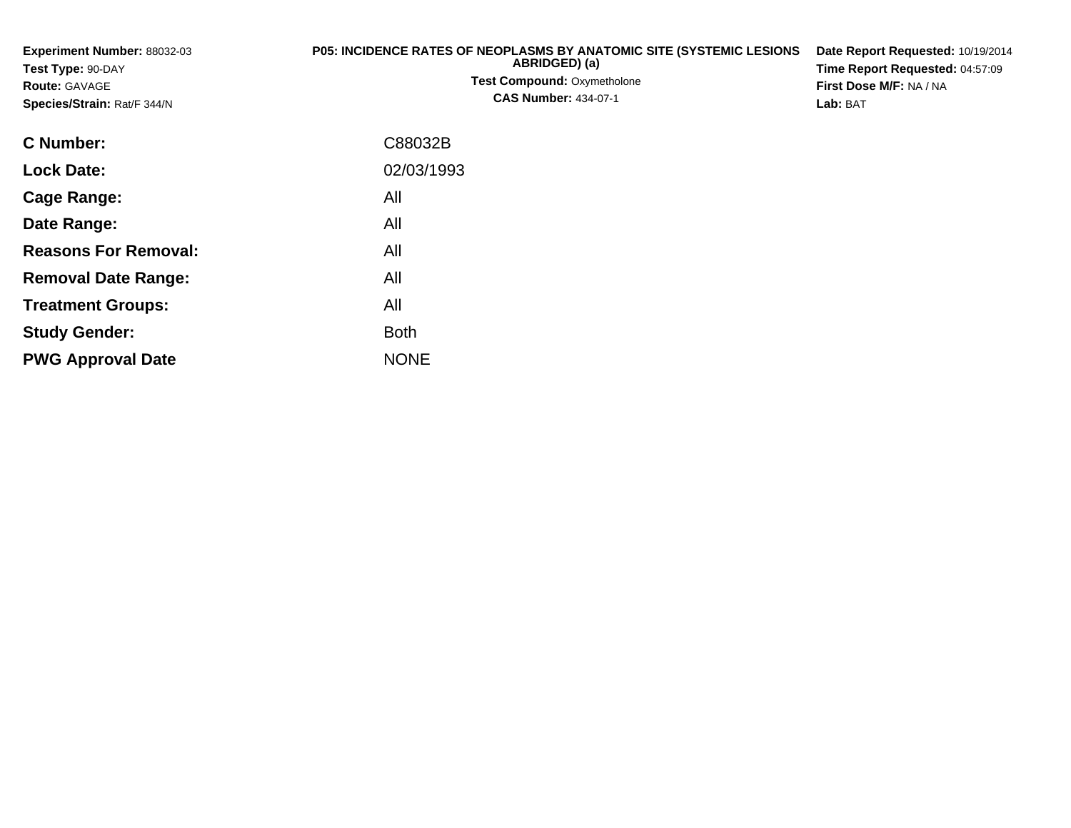**Experiment Number:** 88032-03
**Test Type:** 90-DAY
**Route:** GAVAGE
**Species/Strain:** Rat/F 344/N

**P05: INCIDENCE RATES OF NEOPLASMS BY ANATOMIC SITE (SYSTEMIC LESIONS ABRIDGED) (a)**
**Test Compound:** Oxymetholone
**CAS Number:** 434-07-1

**Date Report Requested:** 10/19/2014
**Time Report Requested:** 04:57:09
**First Dose M/F:** NA / NA
**Lab:** BAT

| | |
|---|---|
| **C Number:** | C88032B |
| **Lock Date:** | 02/03/1993 |
| **Cage Range:** | All |
| **Date Range:** | All |
| **Reasons For Removal:** | All |
| **Removal Date Range:** | All |
| **Treatment Groups:** | All |
| **Study Gender:** | Both |
| **PWG Approval Date** | NONE |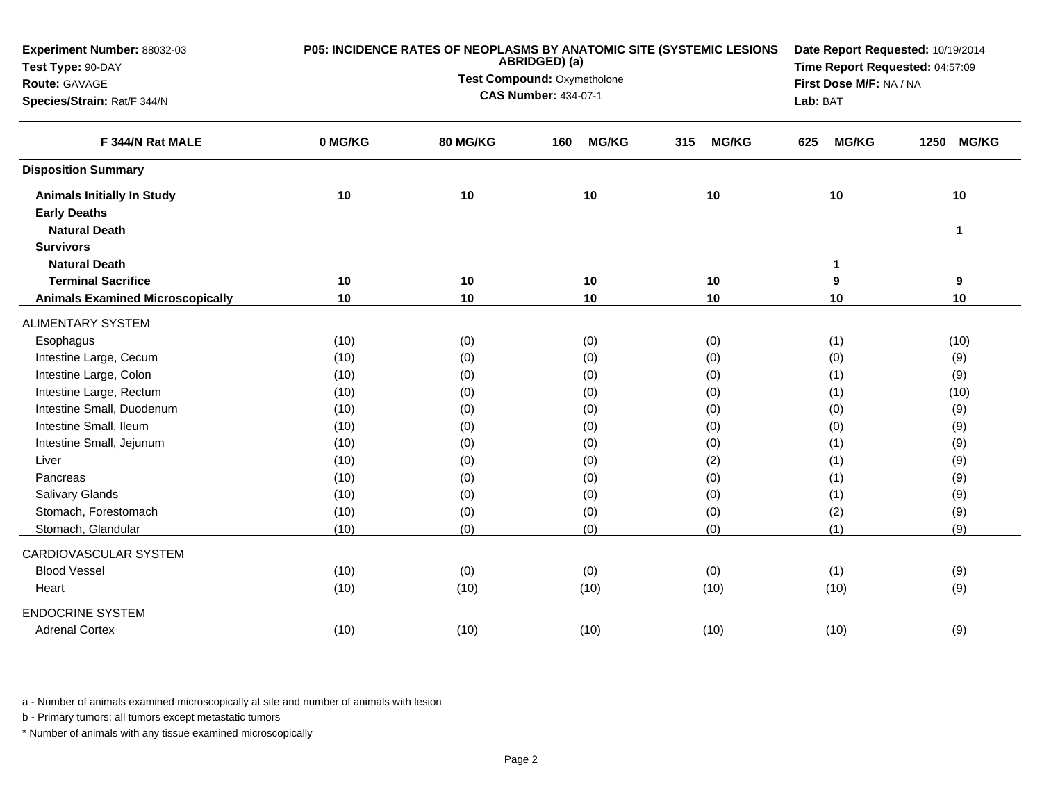**Experiment Number:** 88032-03
**Test Type:** 90-DAY
**Route:** GAVAGE
**Species/Strain:** Rat/F 344/N

**P05: INCIDENCE RATES OF NEOPLASMS BY ANATOMIC SITE (SYSTEMIC LESIONS ABRIDGED) (a)**
**Test Compound:** Oxymetholone
**CAS Number:** 434-07-1

**Date Report Requested:** 10/19/2014
**Time Report Requested:** 04:57:09
**First Dose M/F:** NA / NA
**Lab:** BAT

| F 344/N Rat MALE | 0 MG/KG | 80 MG/KG | 160 MG/KG | 315 MG/KG | 625 MG/KG | 1250 MG/KG |
|---|---|---|---|---|---|---|
| **Disposition Summary** | | | | | | |
| **Animals Initially In Study** | 10 | 10 | 10 | 10 | 10 | 10 |
| **Early Deaths** | | | | | | |
| **Natural Death** | | | | | | 1 |
| **Survivors** | | | | | | |
| **Natural Death** | | | | | 1 | |
| **Terminal Sacrifice** | 10 | 10 | 10 | 10 | 9 | 9 |
| **Animals Examined Microscopically** | 10 | 10 | 10 | 10 | 10 | 10 |
| ALIMENTARY SYSTEM | | | | | | |
| Esophagus | (10) | (0) | (0) | (0) | (1) | (10) |
| Intestine Large, Cecum | (10) | (0) | (0) | (0) | (0) | (9) |
| Intestine Large, Colon | (10) | (0) | (0) | (0) | (1) | (9) |
| Intestine Large, Rectum | (10) | (0) | (0) | (0) | (1) | (10) |
| Intestine Small, Duodenum | (10) | (0) | (0) | (0) | (0) | (9) |
| Intestine Small, Ileum | (10) | (0) | (0) | (0) | (0) | (9) |
| Intestine Small, Jejunum | (10) | (0) | (0) | (0) | (1) | (9) |
| Liver | (10) | (0) | (0) | (2) | (1) | (9) |
| Pancreas | (10) | (0) | (0) | (0) | (1) | (9) |
| Salivary Glands | (10) | (0) | (0) | (0) | (1) | (9) |
| Stomach, Forestomach | (10) | (0) | (0) | (0) | (2) | (9) |
| Stomach, Glandular | (10) | (0) | (0) | (0) | (1) | (9) |
| CARDIOVASCULAR SYSTEM | | | | | | |
| Blood Vessel | (10) | (0) | (0) | (0) | (1) | (9) |
| Heart | (10) | (10) | (10) | (10) | (10) | (9) |
| ENDOCRINE SYSTEM | | | | | | |
| Adrenal Cortex | (10) | (10) | (10) | (10) | (10) | (9) |

a - Number of animals examined microscopically at site and number of animals with lesion

b - Primary tumors: all tumors except metastatic tumors

* Number of animals with any tissue examined microscopically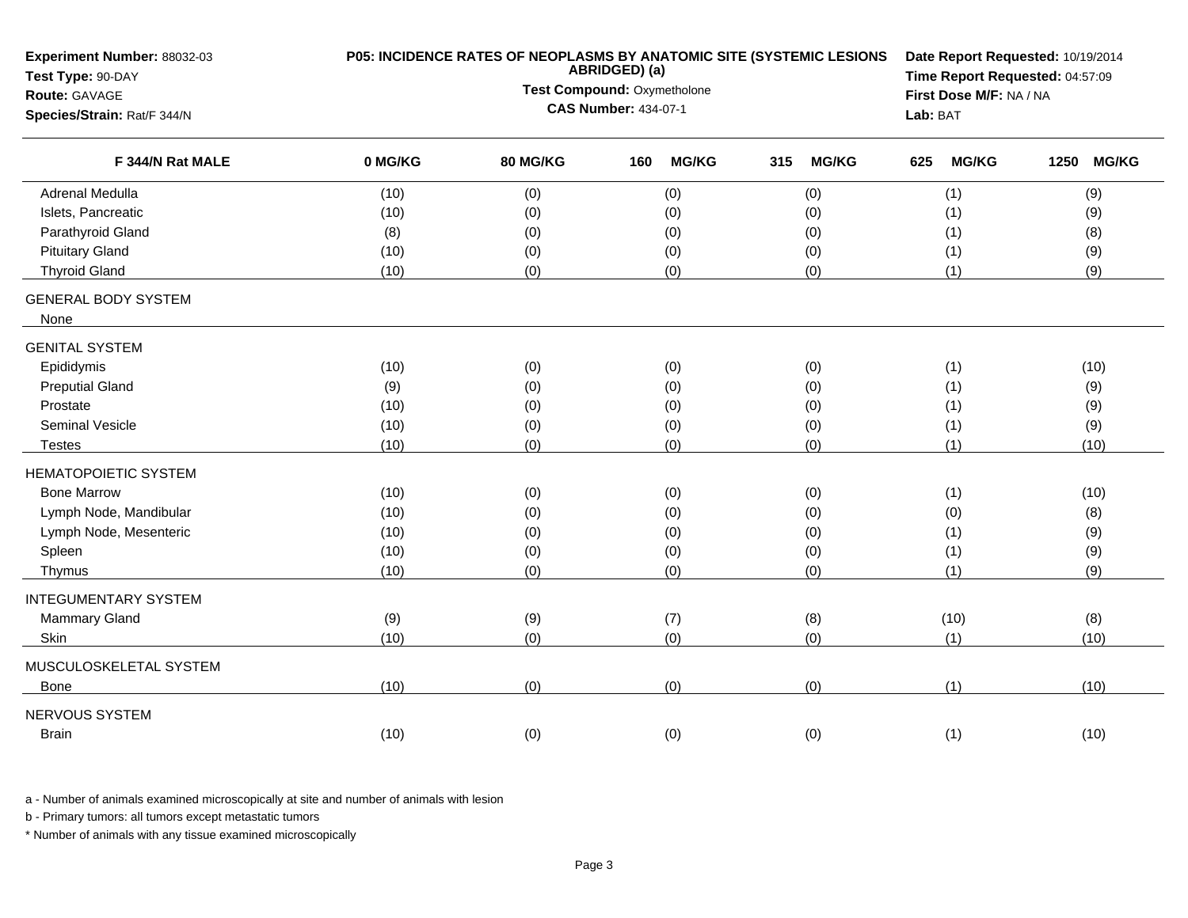**Experiment Number:** 88032-03
**Test Type:** 90-DAY
**Route:** GAVAGE
**Species/Strain:** Rat/F 344/N

**P05: INCIDENCE RATES OF NEOPLASMS BY ANATOMIC SITE (SYSTEMIC LESIONS ABRIDGED) (a)**
**Test Compound:** Oxymetholone
**CAS Number:** 434-07-1

**Date Report Requested:** 10/19/2014
**Time Report Requested:** 04:57:09
**First Dose M/F:** NA / NA
**Lab:** BAT

| F 344/N Rat MALE | 0 MG/KG | 80 MG/KG | 160 MG/KG | 315 MG/KG | 625 MG/KG | 1250 MG/KG |
|---|---|---|---|---|---|---|
| Adrenal Medulla | (10) | (0) | (0) | (0) | (1) | (9) |
| Islets, Pancreatic | (10) | (0) | (0) | (0) | (1) | (9) |
| Parathyroid Gland | (8) | (0) | (0) | (0) | (1) | (8) |
| Pituitary Gland | (10) | (0) | (0) | (0) | (1) | (9) |
| Thyroid Gland | (10) | (0) | (0) | (0) | (1) | (9) |
| GENERAL BODY SYSTEM | | | | | | |
| None | | | | | | |
| GENITAL SYSTEM | | | | | | |
| Epididymis | (10) | (0) | (0) | (0) | (1) | (10) |
| Preputial Gland | (9) | (0) | (0) | (0) | (1) | (9) |
| Prostate | (10) | (0) | (0) | (0) | (1) | (9) |
| Seminal Vesicle | (10) | (0) | (0) | (0) | (1) | (9) |
| Testes | (10) | (0) | (0) | (0) | (1) | (10) |
| HEMATOPOIETIC SYSTEM | | | | | | |
| Bone Marrow | (10) | (0) | (0) | (0) | (1) | (10) |
| Lymph Node, Mandibular | (10) | (0) | (0) | (0) | (0) | (8) |
| Lymph Node, Mesenteric | (10) | (0) | (0) | (0) | (1) | (9) |
| Spleen | (10) | (0) | (0) | (0) | (1) | (9) |
| Thymus | (10) | (0) | (0) | (0) | (1) | (9) |
| INTEGUMENTARY SYSTEM | | | | | | |
| Mammary Gland | (9) | (9) | (7) | (8) | (10) | (8) |
| Skin | (10) | (0) | (0) | (0) | (1) | (10) |
| MUSCULOSKELETAL SYSTEM | | | | | | |
| Bone | (10) | (0) | (0) | (0) | (1) | (10) |
| NERVOUS SYSTEM | | | | | | |
| Brain | (10) | (0) | (0) | (0) | (1) | (10) |

a - Number of animals examined microscopically at site and number of animals with lesion

b - Primary tumors: all tumors except metastatic tumors

* Number of animals with any tissue examined microscopically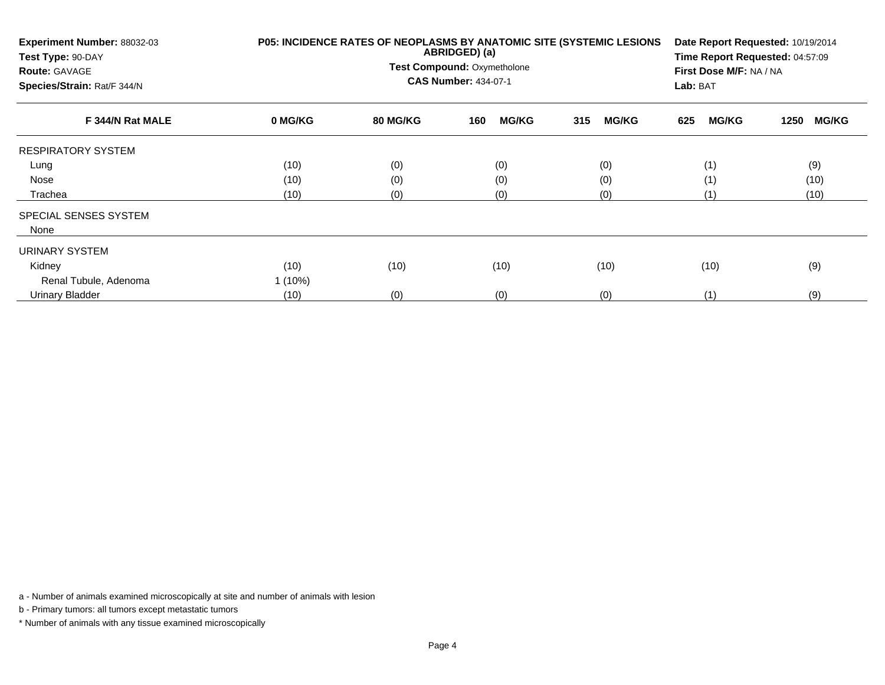**Experiment Number:** 88032-03
**Test Type:** 90-DAY
**Route:** GAVAGE
**Species/Strain:** Rat/F 344/N

**P05: INCIDENCE RATES OF NEOPLASMS BY ANATOMIC SITE (SYSTEMIC LESIONS ABRIDGED) (a)**
**Test Compound:** Oxymetholone
**CAS Number:** 434-07-1

**Date Report Requested:** 10/19/2014
**Time Report Requested:** 04:57:09
**First Dose M/F:** NA / NA
**Lab:** BAT

| F 344/N Rat MALE | 0 MG/KG | 80 MG/KG | 160 MG/KG | 315 MG/KG | 625 MG/KG | 1250 MG/KG |
|---|---|---|---|---|---|---|
| RESPIRATORY SYSTEM | | | | | | |
| Lung | (10) | (0) | (0) | (0) | (1) | (9) |
| Nose | (10) | (0) | (0) | (0) | (1) | (10) |
| Trachea | (10) | (0) | (0) | (0) | (1) | (10) |
| SPECIAL SENSES SYSTEM | | | | | | |
| None | | | | | | |
| URINARY SYSTEM | | | | | | |
| Kidney | (10) | (10) | (10) | (10) | (10) | (9) |
| Renal Tubule, Adenoma | 1 (10%) | | | | | |
| Urinary Bladder | (10) | (0) | (0) | (0) | (1) | (9) |

a - Number of animals examined microscopically at site and number of animals with lesion

b - Primary tumors: all tumors except metastatic tumors

* Number of animals with any tissue examined microscopically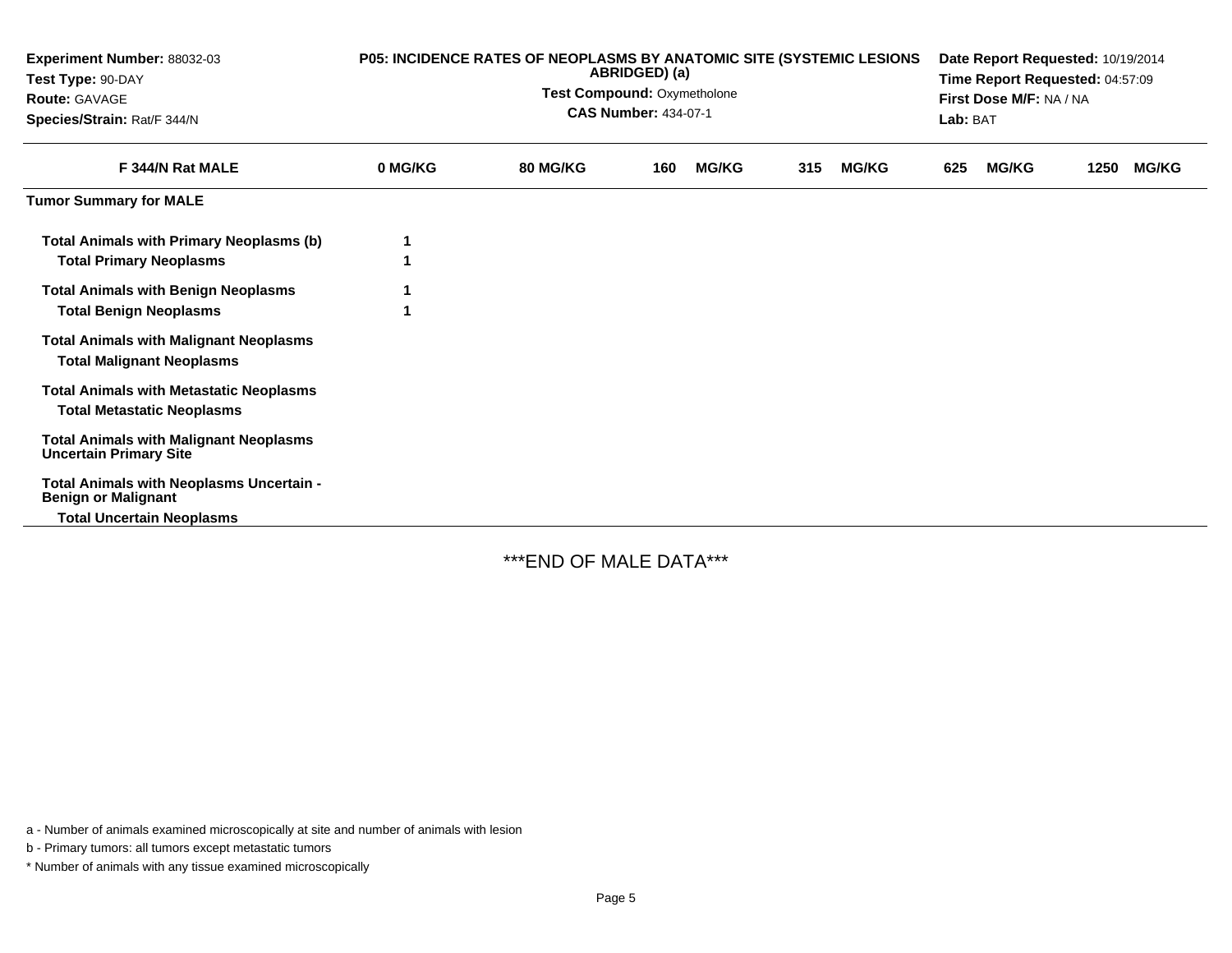**Experiment Number:** 88032-03
**Test Type:** 90-DAY
**Route:** GAVAGE
**Species/Strain:** Rat/F 344/N

**P05: INCIDENCE RATES OF NEOPLASMS BY ANATOMIC SITE (SYSTEMIC LESIONS ABRIDGED) (a)**

**Test Compound:** Oxymetholone
**CAS Number:** 434-07-1

**Date Report Requested:** 10/19/2014
**Time Report Requested:** 04:57:09
**First Dose M/F:** NA / NA
**Lab:** BAT

| F 344/N Rat MALE | 0 MG/KG | 80 MG/KG | 160 MG/KG | 315 MG/KG | 625 MG/KG | 1250 MG/KG |
|---|---|---|---|---|---|---|
| **Tumor Summary for MALE** | | | | | | |
| **Total Animals with Primary Neoplasms (b)** | 1 | | | | | |
| **Total Primary Neoplasms** | 1 | | | | | |
| **Total Animals with Benign Neoplasms** | 1 | | | | | |
| **Total Benign Neoplasms** | 1 | | | | | |
| **Total Animals with Malignant Neoplasms** | | | | | | |
| **Total Malignant Neoplasms** | | | | | | |
| **Total Animals with Metastatic Neoplasms** | | | | | | |
| **Total Metastatic Neoplasms** | | | | | | |
| **Total Animals with Malignant Neoplasms Uncertain Primary Site** | | | | | | |
| **Total Animals with Neoplasms Uncertain - Benign or Malignant** | | | | | | |
| **Total Uncertain Neoplasms** | | | | | | |

***END OF MALE DATA***

a - Number of animals examined microscopically at site and number of animals with lesion

b - Primary tumors: all tumors except metastatic tumors

* Number of animals with any tissue examined microscopically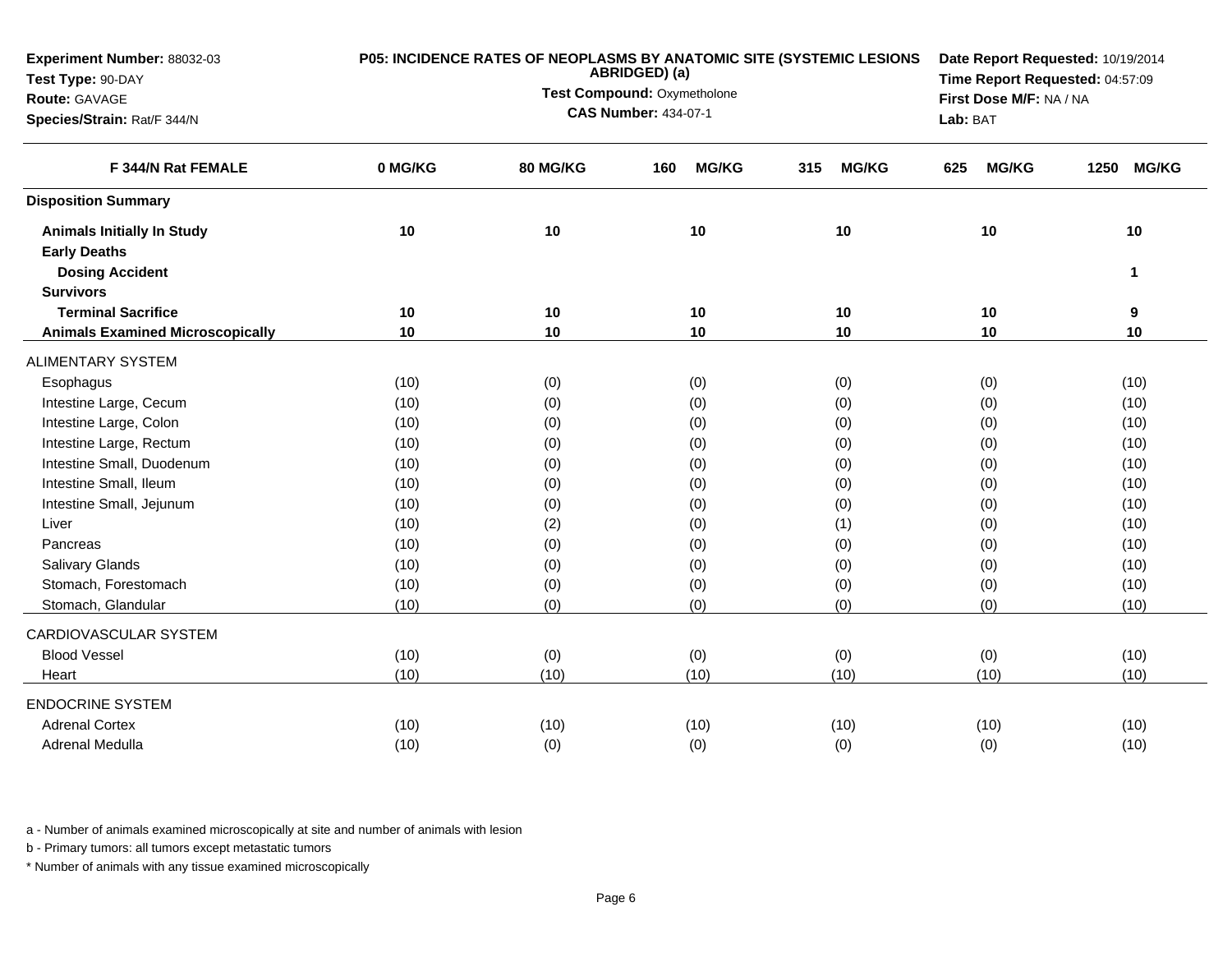**Experiment Number:** 88032-03
**Test Type:** 90-DAY
**Route:** GAVAGE
**Species/Strain:** Rat/F 344/N

**P05: INCIDENCE RATES OF NEOPLASMS BY ANATOMIC SITE (SYSTEMIC LESIONS ABRIDGED) (a)**
**Test Compound:** Oxymetholone
**CAS Number:** 434-07-1

**Date Report Requested:** 10/19/2014
**Time Report Requested:** 04:57:09
**First Dose M/F:** NA / NA
**Lab:** BAT

| F 344/N Rat FEMALE | 0 MG/KG | 80 MG/KG | 160 MG/KG | 315 MG/KG | 625 MG/KG | 1250 MG/KG |
|---|---|---|---|---|---|---|
| **Disposition Summary** | | | | | | |
| **Animals Initially In Study** | **10** | **10** | **10** | **10** | **10** | **10** |
| **Early Deaths** | | | | | | |
| **Dosing Accident** | | | | | | **1** |
| **Survivors** | | | | | | |
| **Terminal Sacrifice** | **10** | **10** | **10** | **10** | **10** | **9** |
| **Animals Examined Microscopically** | **10** | **10** | **10** | **10** | **10** | **10** |
| ALIMENTARY SYSTEM | | | | | | |
| Esophagus | (10) | (0) | (0) | (0) | (0) | (10) |
| Intestine Large, Cecum | (10) | (0) | (0) | (0) | (0) | (10) |
| Intestine Large, Colon | (10) | (0) | (0) | (0) | (0) | (10) |
| Intestine Large, Rectum | (10) | (0) | (0) | (0) | (0) | (10) |
| Intestine Small, Duodenum | (10) | (0) | (0) | (0) | (0) | (10) |
| Intestine Small, Ileum | (10) | (0) | (0) | (0) | (0) | (10) |
| Intestine Small, Jejunum | (10) | (0) | (0) | (0) | (0) | (10) |
| Liver | (10) | (2) | (0) | (1) | (0) | (10) |
| Pancreas | (10) | (0) | (0) | (0) | (0) | (10) |
| Salivary Glands | (10) | (0) | (0) | (0) | (0) | (10) |
| Stomach, Forestomach | (10) | (0) | (0) | (0) | (0) | (10) |
| Stomach, Glandular | (10) | (0) | (0) | (0) | (0) | (10) |
| CARDIOVASCULAR SYSTEM | | | | | | |
| Blood Vessel | (10) | (0) | (0) | (0) | (0) | (10) |
| Heart | (10) | (10) | (10) | (10) | (10) | (10) |
| ENDOCRINE SYSTEM | | | | | | |
| Adrenal Cortex | (10) | (10) | (10) | (10) | (10) | (10) |
| Adrenal Medulla | (10) | (0) | (0) | (0) | (0) | (10) |

a - Number of animals examined microscopically at site and number of animals with lesion

b - Primary tumors: all tumors except metastatic tumors

* Number of animals with any tissue examined microscopically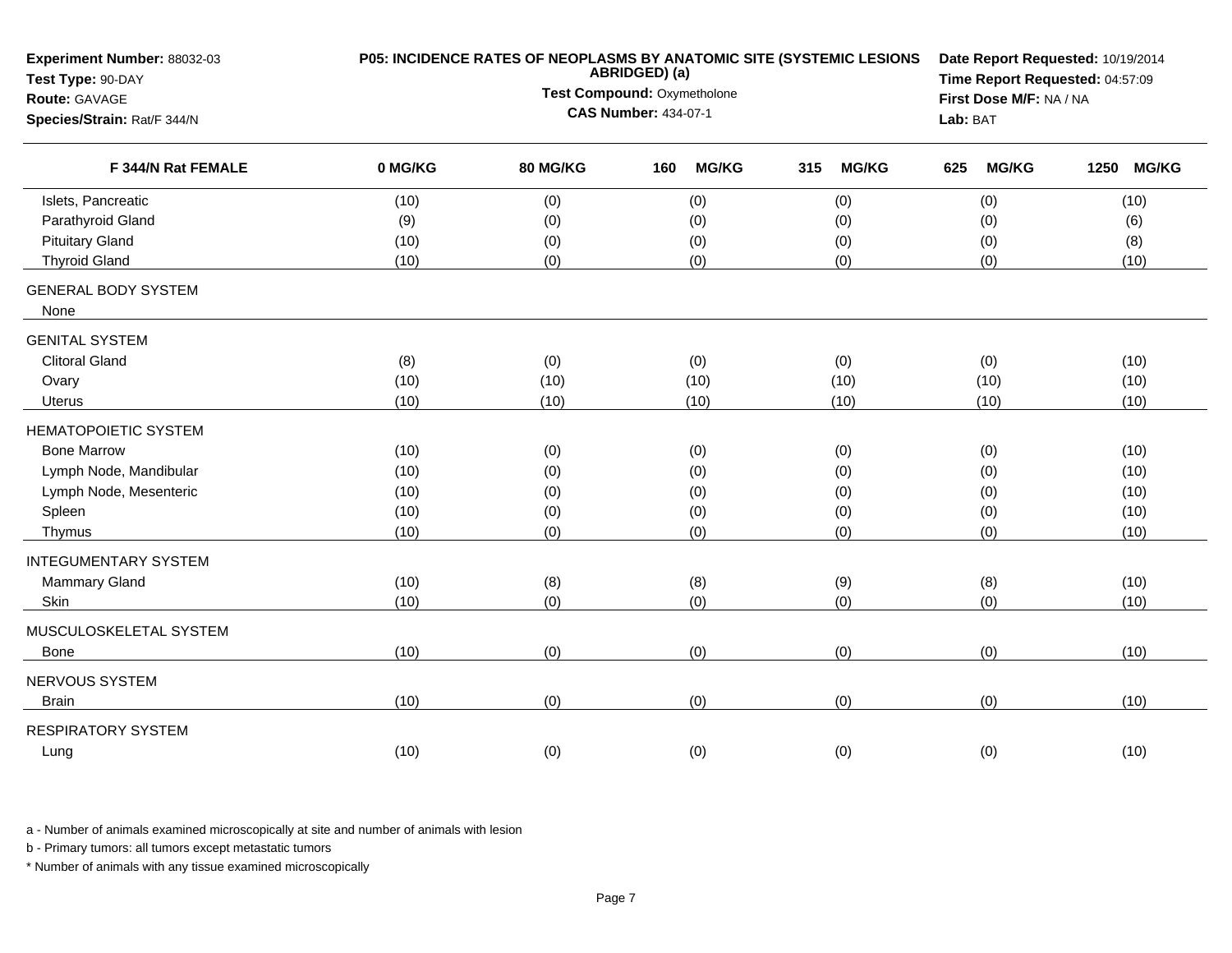**Experiment Number:** 88032-03
**Test Type:** 90-DAY
**Route:** GAVAGE
**Species/Strain:** Rat/F 344/N

**P05: INCIDENCE RATES OF NEOPLASMS BY ANATOMIC SITE (SYSTEMIC LESIONS ABRIDGED) (a)**
**Test Compound:** Oxymetholone
**CAS Number:** 434-07-1

**Date Report Requested:** 10/19/2014
**Time Report Requested:** 04:57:09
**First Dose M/F:** NA / NA
**Lab:** BAT

| F 344/N Rat FEMALE | 0 MG/KG | 80 MG/KG | 160 MG/KG | 315 MG/KG | 625 MG/KG | 1250 MG/KG |
|---|---|---|---|---|---|---|
| Islets, Pancreatic | (10) | (0) | (0) | (0) | (0) | (10) |
| Parathyroid Gland | (9) | (0) | (0) | (0) | (0) | (6) |
| Pituitary Gland | (10) | (0) | (0) | (0) | (0) | (8) |
| Thyroid Gland | (10) | (0) | (0) | (0) | (0) | (10) |
| GENERAL BODY SYSTEM | | | | | | |
| None | | | | | | |
| GENITAL SYSTEM | | | | | | |
| Clitoral Gland | (8) | (0) | (0) | (0) | (0) | (10) |
| Ovary | (10) | (10) | (10) | (10) | (10) | (10) |
| Uterus | (10) | (10) | (10) | (10) | (10) | (10) |
| HEMATOPOIETIC SYSTEM | | | | | | |
| Bone Marrow | (10) | (0) | (0) | (0) | (0) | (10) |
| Lymph Node, Mandibular | (10) | (0) | (0) | (0) | (0) | (10) |
| Lymph Node, Mesenteric | (10) | (0) | (0) | (0) | (0) | (10) |
| Spleen | (10) | (0) | (0) | (0) | (0) | (10) |
| Thymus | (10) | (0) | (0) | (0) | (0) | (10) |
| INTEGUMENTARY SYSTEM | | | | | | |
| Mammary Gland | (10) | (8) | (8) | (9) | (8) | (10) |
| Skin | (10) | (0) | (0) | (0) | (0) | (10) |
| MUSCULOSKELETAL SYSTEM | | | | | | |
| Bone | (10) | (0) | (0) | (0) | (0) | (10) |
| NERVOUS SYSTEM | | | | | | |
| Brain | (10) | (0) | (0) | (0) | (0) | (10) |
| RESPIRATORY SYSTEM | | | | | | |
| Lung | (10) | (0) | (0) | (0) | (0) | (10) |

a - Number of animals examined microscopically at site and number of animals with lesion

b - Primary tumors: all tumors except metastatic tumors

* Number of animals with any tissue examined microscopically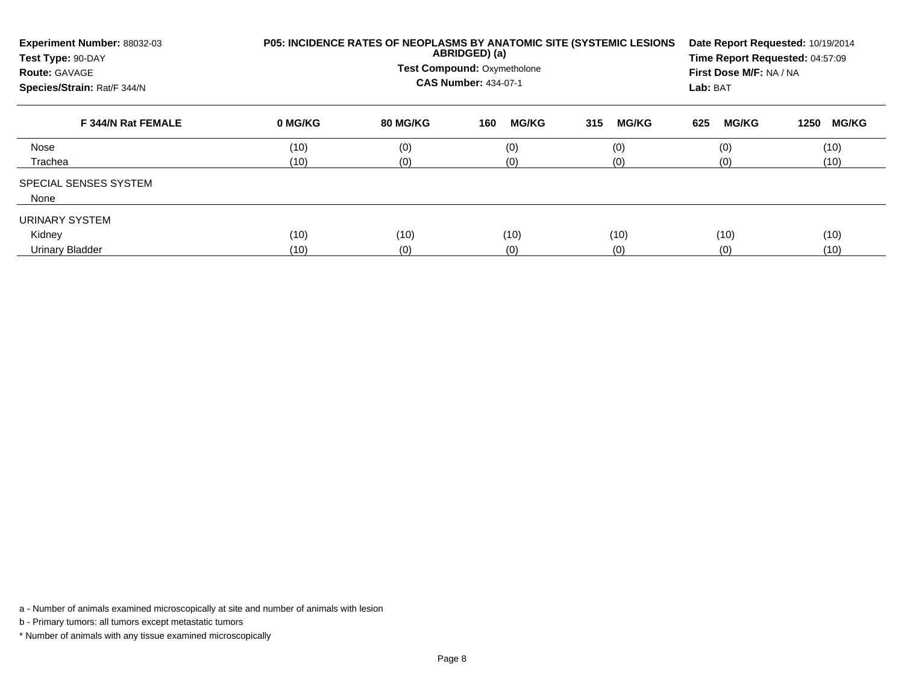| Experiment Number: 88032-03 | P05: INCIDENCE RATES OF NEOPLASMS BY ANATOMIC SITE (SYSTEMIC LESIONS ABRIDGED) (a) | Date Report Requested: 10/19/2014 |
|---|---|---|
| Test Type: 90-DAY | Test Compound: Oxymetholone | Time Report Requested: 04:57:09 |
| Route: GAVAGE | CAS Number: 434-07-1 | First Dose M/F: NA / NA |
| Species/Strain: Rat/F 344/N | | Lab: BAT |

| F 344/N Rat FEMALE | 0 MG/KG | 80 MG/KG | 160 MG/KG | 315 MG/KG | 625 MG/KG | 1250 MG/KG |
|---|---|---|---|---|---|---|
| Nose | (10) | (0) | (0) | (0) | (0) | (10) |
| Trachea | (10) | (0) | (0) | (0) | (0) | (10) |
| SPECIAL SENSES SYSTEM | | | | | | |
| None | | | | | | |
| URINARY SYSTEM | | | | | | |
| Kidney | (10) | (10) | (10) | (10) | (10) | (10) |
| Urinary Bladder | (10) | (0) | (0) | (0) | (0) | (10) |

a - Number of animals examined microscopically at site and number of animals with lesion

b - Primary tumors: all tumors except metastatic tumors

* Number of animals with any tissue examined microscopically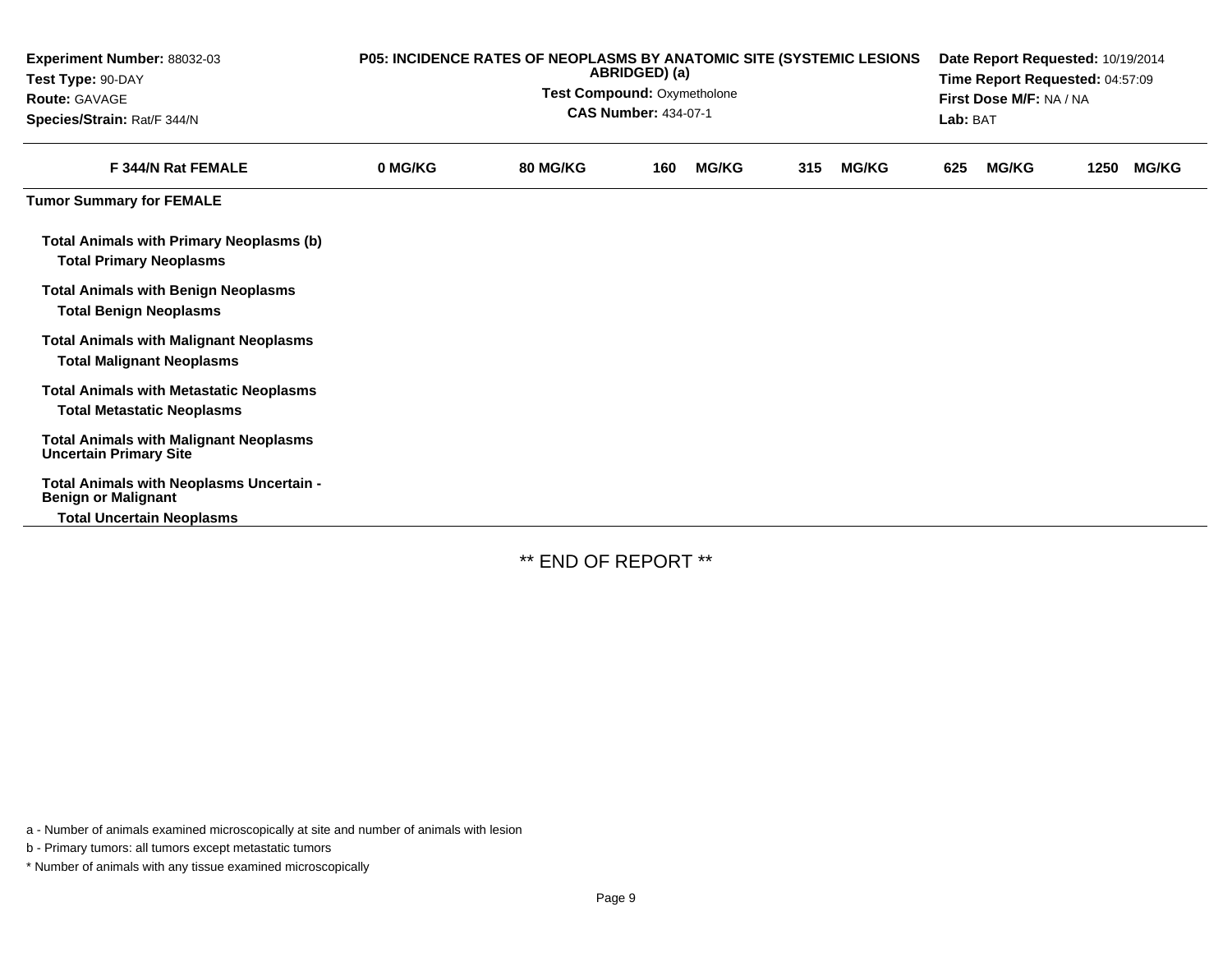| Experiment Number: 88032-03 | P05: INCIDENCE RATES OF NEOPLASMS BY ANATOMIC SITE (SYSTEMIC LESIONS ABRIDGED) (a) | Date Report Requested: 10/19/2014 |
|---|---|---|
| Test Type: 90-DAY | Test Compound: Oxymetholone | Time Report Requested: 04:57:09 |
| Route: GAVAGE | CAS Number: 434-07-1 | First Dose M/F: NA / NA |
| Species/Strain: Rat/F 344/N | | Lab: BAT |

| F 344/N Rat FEMALE | 0 MG/KG | 80 MG/KG | 160 MG/KG | 315 MG/KG | 625 MG/KG | 1250 MG/KG |
|---|---|---|---|---|---|---|
| **Tumor Summary for FEMALE** | | | | | | |
| **Total Animals with Primary Neoplasms (b)** | | | | | | |
| **Total Primary Neoplasms** | | | | | | |
| **Total Animals with Benign Neoplasms** | | | | | | |
| **Total Benign Neoplasms** | | | | | | |
| **Total Animals with Malignant Neoplasms** | | | | | | |
| **Total Malignant Neoplasms** | | | | | | |
| **Total Animals with Metastatic Neoplasms** | | | | | | |
| **Total Metastatic Neoplasms** | | | | | | |
| **Total Animals with Malignant Neoplasms Uncertain Primary Site** | | | | | | |
| **Total Animals with Neoplasms Uncertain - Benign or Malignant** | | | | | | |
| **Total Uncertain Neoplasms** | | | | | | |

** END OF REPORT **

a - Number of animals examined microscopically at site and number of animals with lesion

b - Primary tumors: all tumors except metastatic tumors

* Number of animals with any tissue examined microscopically